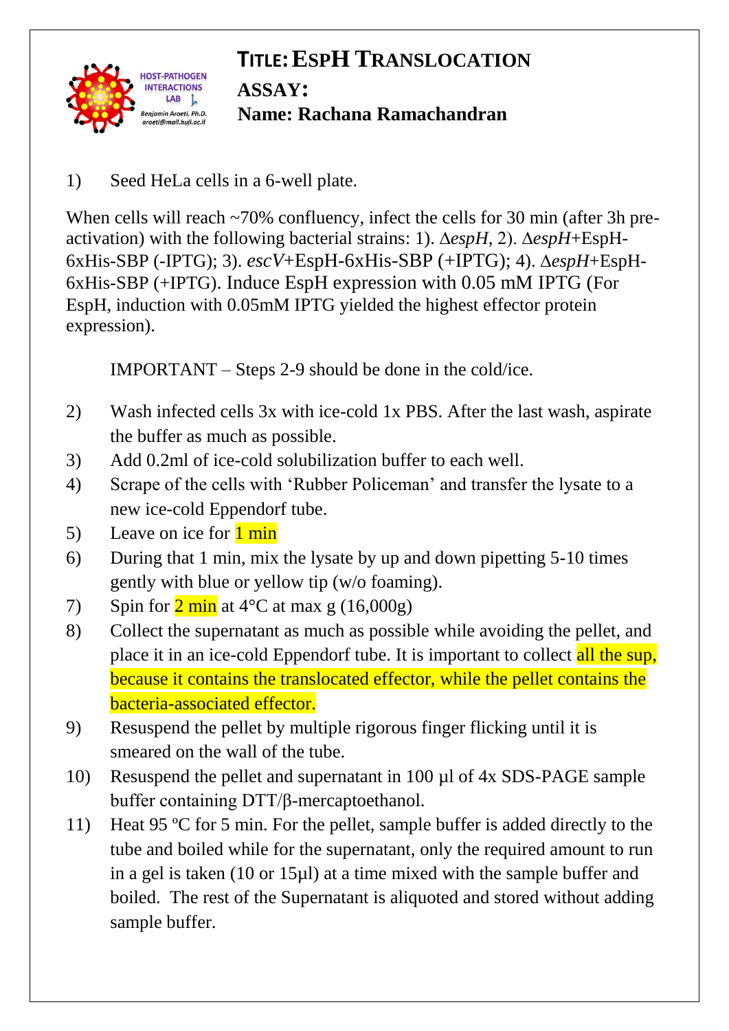HOST-PATHOGEN INTERACTIONS LAB
Benjamin Aroeti, Ph.D.
aroeti@mail.huji.ac.il

# TITLE: ESPH TRANSLOCATION ASSAY:

**Name: Rachana Ramachandran**

1) Seed HeLa cells in a 6-well plate.

When cells will reach ~70% confluency, infect the cells for 30 min (after 3h pre-activation) with the following bacterial strains: 1). Δ*espH*, 2). Δ*espH*+EspH-6xHis-SBP (-IPTG); 3). *escV*+EspH-6xHis-SBP (+IPTG); 4). Δ*espH*+EspH-6xHis-SBP (+IPTG). Induce EspH expression with 0.05 mM IPTG (For EspH, induction with 0.05mM IPTG yielded the highest effector protein expression).

IMPORTANT – Steps 2-9 should be done in the cold/ice.

2) Wash infected cells 3x with ice-cold 1x PBS. After the last wash, aspirate the buffer as much as possible.
3) Add 0.2ml of ice-cold solubilization buffer to each well.
4) Scrape of the cells with 'Rubber Policeman' and transfer the lysate to a new ice-cold Eppendorf tube.
5) Leave on ice for 1 min
6) During that 1 min, mix the lysate by up and down pipetting 5-10 times gently with blue or yellow tip (w/o foaming).
7) Spin for 2 min at 4°C at max g (16,000g)
8) Collect the supernatant as much as possible while avoiding the pellet, and place it in an ice-cold Eppendorf tube. It is important to collect all the sup, because it contains the translocated effector, while the pellet contains the bacteria-associated effector.
9) Resuspend the pellet by multiple rigorous finger flicking until it is smeared on the wall of the tube.
10) Resuspend the pellet and supernatant in 100 µl of 4x SDS-PAGE sample buffer containing DTT/β-mercaptoethanol.
11) Heat 95 ºC for 5 min. For the pellet, sample buffer is added directly to the tube and boiled while for the supernatant, only the required amount to run in a gel is taken (10 or 15µl) at a time mixed with the sample buffer and boiled. The rest of the Supernatant is aliquoted and stored without adding sample buffer.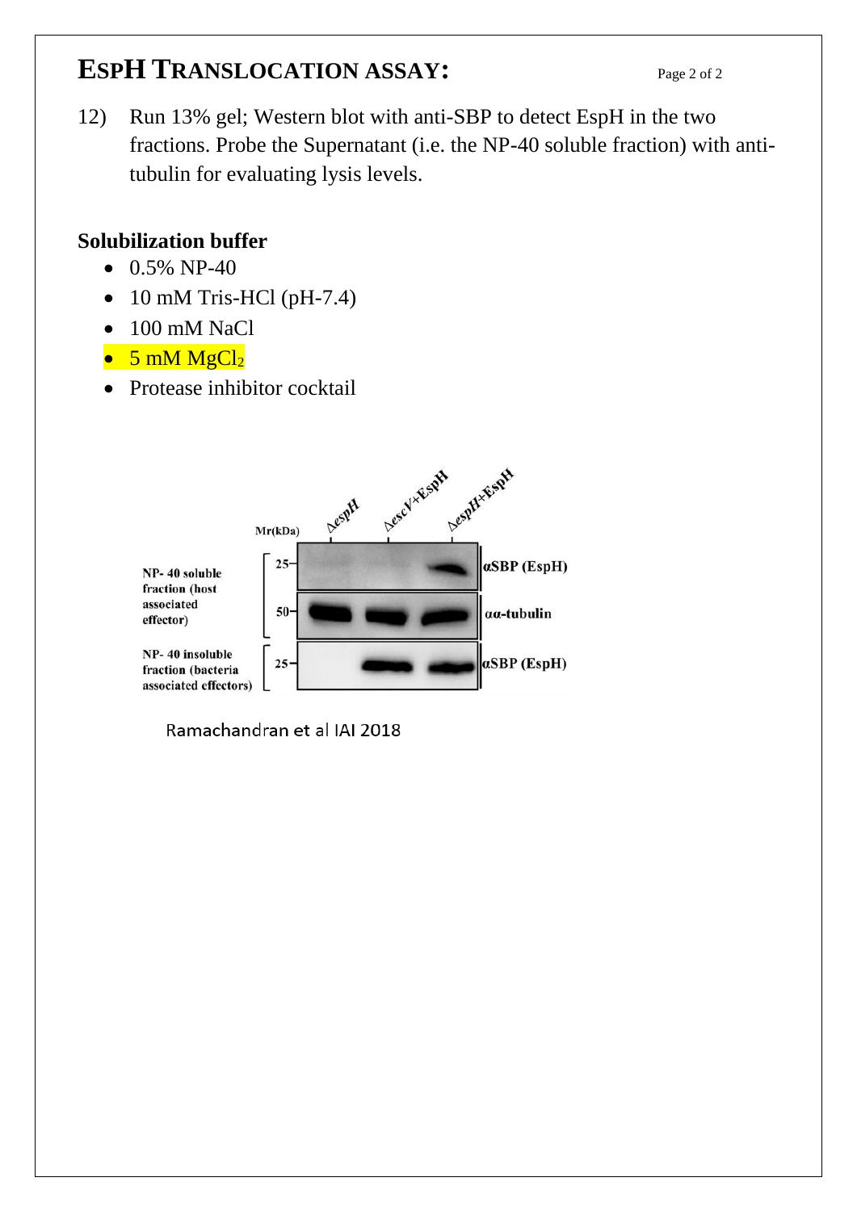# ESPH TRANSLOCATION ASSAY:

12) Run 13% gel; Western blot with anti-SBP to detect EspH in the two fractions. Probe the Supernatant (i.e. the NP-40 soluble fraction) with anti-tubulin for evaluating lysis levels.

**Solubilization buffer**

- 0.5% NP-40
- 10 mM Tris-HCl (pH-7.4)
- 100 mM NaCl
- 5 mM $MgCl_2$
- Protease inhibitor cocktail

Mr(kDa)

ΔespH

ΔescV+EspH

ΔespH+EspH

NP- 40 soluble fraction (host associated effector)

25

αSBP (EspH)

50

αα-tubulin

NP- 40 insoluble fraction (bacteria associated effectors)

25

αSBP (EspH)

Ramachandran et al IAI 2018